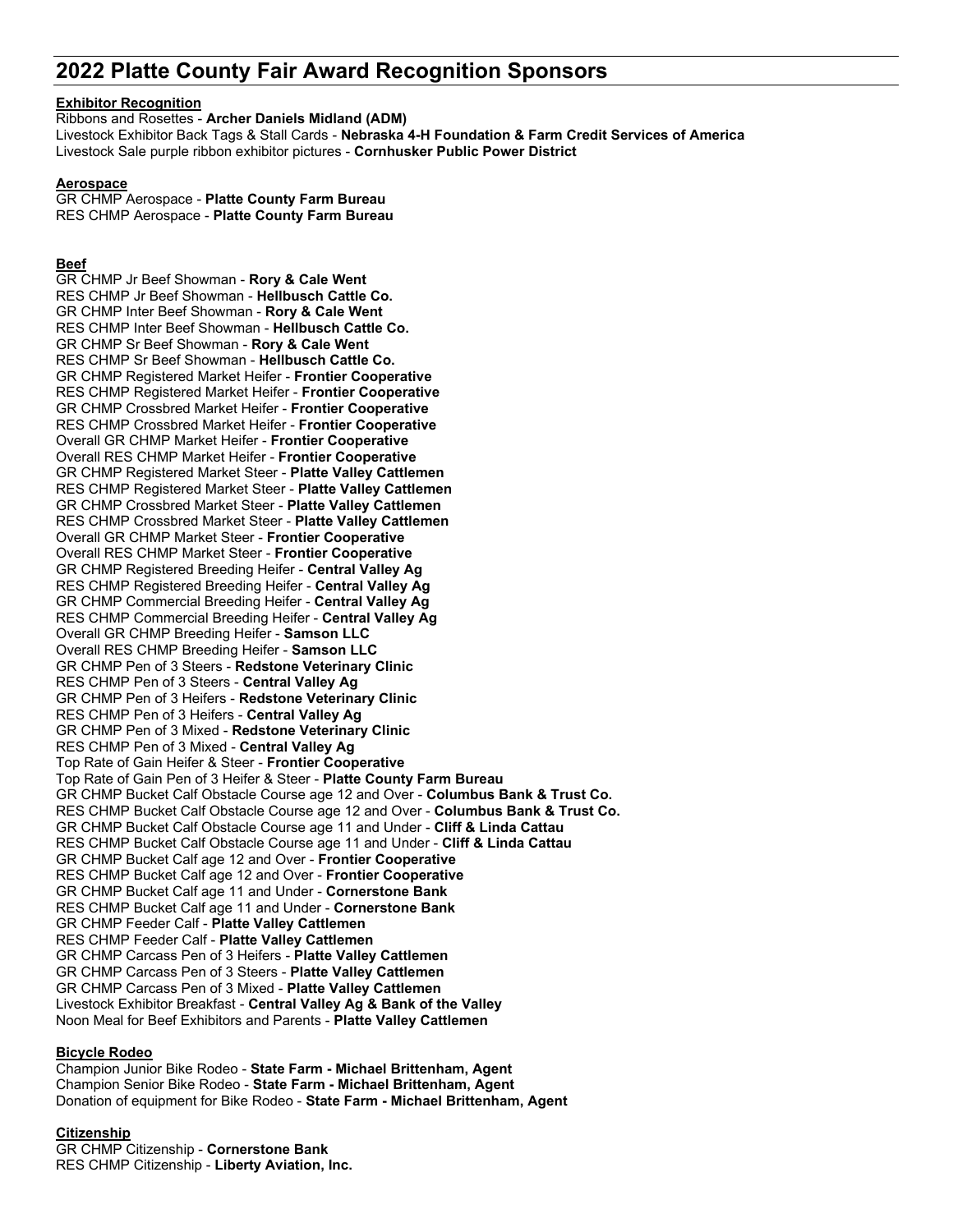# 2022 Platte County Fair Award Recognition Sponsors

**Exhibitor Recognition**

Ribbons and Rosettes - **Archer Daniels Midland (ADM)**
Livestock Exhibitor Back Tags & Stall Cards - **Nebraska 4-H Foundation & Farm Credit Services of America**
Livestock Sale purple ribbon exhibitor pictures - **Cornhusker Public Power District**

**Aerospace**

GR CHMP Aerospace - **Platte County Farm Bureau**
RES CHMP Aerospace - **Platte County Farm Bureau**

**Beef**

GR CHMP Jr Beef Showman - **Rory & Cale Went**
RES CHMP Jr Beef Showman - **Hellbusch Cattle Co.**
GR CHMP Inter Beef Showman - **Rory & Cale Went**
RES CHMP Inter Beef Showman - **Hellbusch Cattle Co.**
GR CHMP Sr Beef Showman - **Rory & Cale Went**
RES CHMP Sr Beef Showman - **Hellbusch Cattle Co.**
GR CHMP Registered Market Heifer - **Frontier Cooperative**
RES CHMP Registered Market Heifer - **Frontier Cooperative**
GR CHMP Crossbred Market Heifer - **Frontier Cooperative**
RES CHMP Crossbred Market Heifer - **Frontier Cooperative**
Overall GR CHMP Market Heifer - **Frontier Cooperative**
Overall RES CHMP Market Heifer - **Frontier Cooperative**
GR CHMP Registered Market Steer - **Platte Valley Cattlemen**
RES CHMP Registered Market Steer - **Platte Valley Cattlemen**
GR CHMP Crossbred Market Steer - **Platte Valley Cattlemen**
RES CHMP Crossbred Market Steer - **Platte Valley Cattlemen**
Overall GR CHMP Market Steer - **Frontier Cooperative**
Overall RES CHMP Market Steer - **Frontier Cooperative**
GR CHMP Registered Breeding Heifer - **Central Valley Ag**
RES CHMP Registered Breeding Heifer - **Central Valley Ag**
GR CHMP Commercial Breeding Heifer - **Central Valley Ag**
RES CHMP Commercial Breeding Heifer - **Central Valley Ag**
Overall GR CHMP Breeding Heifer - **Samson LLC**
Overall RES CHMP Breeding Heifer - **Samson LLC**
GR CHMP Pen of 3 Steers - **Redstone Veterinary Clinic**
RES CHMP Pen of 3 Steers - **Central Valley Ag**
GR CHMP Pen of 3 Heifers - **Redstone Veterinary Clinic**
RES CHMP Pen of 3 Heifers - **Central Valley Ag**
GR CHMP Pen of 3 Mixed - **Redstone Veterinary Clinic**
RES CHMP Pen of 3 Mixed - **Central Valley Ag**
Top Rate of Gain Heifer & Steer - **Frontier Cooperative**
Top Rate of Gain Pen of 3 Heifer & Steer - **Platte County Farm Bureau**
GR CHMP Bucket Calf Obstacle Course age 12 and Over - **Columbus Bank & Trust Co.**
RES CHMP Bucket Calf Obstacle Course age 12 and Over - **Columbus Bank & Trust Co.**
GR CHMP Bucket Calf Obstacle Course age 11 and Under - **Cliff & Linda Cattau**
RES CHMP Bucket Calf Obstacle Course age 11 and Under - **Cliff & Linda Cattau**
GR CHMP Bucket Calf age 12 and Over - **Frontier Cooperative**
RES CHMP Bucket Calf age 12 and Over - **Frontier Cooperative**
GR CHMP Bucket Calf age 11 and Under - **Cornerstone Bank**
RES CHMP Bucket Calf age 11 and Under - **Cornerstone Bank**
GR CHMP Feeder Calf - **Platte Valley Cattlemen**
RES CHMP Feeder Calf - **Platte Valley Cattlemen**
GR CHMP Carcass Pen of 3 Heifers - **Platte Valley Cattlemen**
GR CHMP Carcass Pen of 3 Steers - **Platte Valley Cattlemen**
GR CHMP Carcass Pen of 3 Mixed - **Platte Valley Cattlemen**
Livestock Exhibitor Breakfast - **Central Valley Ag & Bank of the Valley**
Noon Meal for Beef Exhibitors and Parents - **Platte Valley Cattlemen**

**Bicycle Rodeo**

Champion Junior Bike Rodeo - **State Farm - Michael Brittenham, Agent**
Champion Senior Bike Rodeo - **State Farm - Michael Brittenham, Agent**
Donation of equipment for Bike Rodeo - **State Farm - Michael Brittenham, Agent**

**Citizenship**

GR CHMP Citizenship - **Cornerstone Bank**
RES CHMP Citizenship - **Liberty Aviation, Inc.**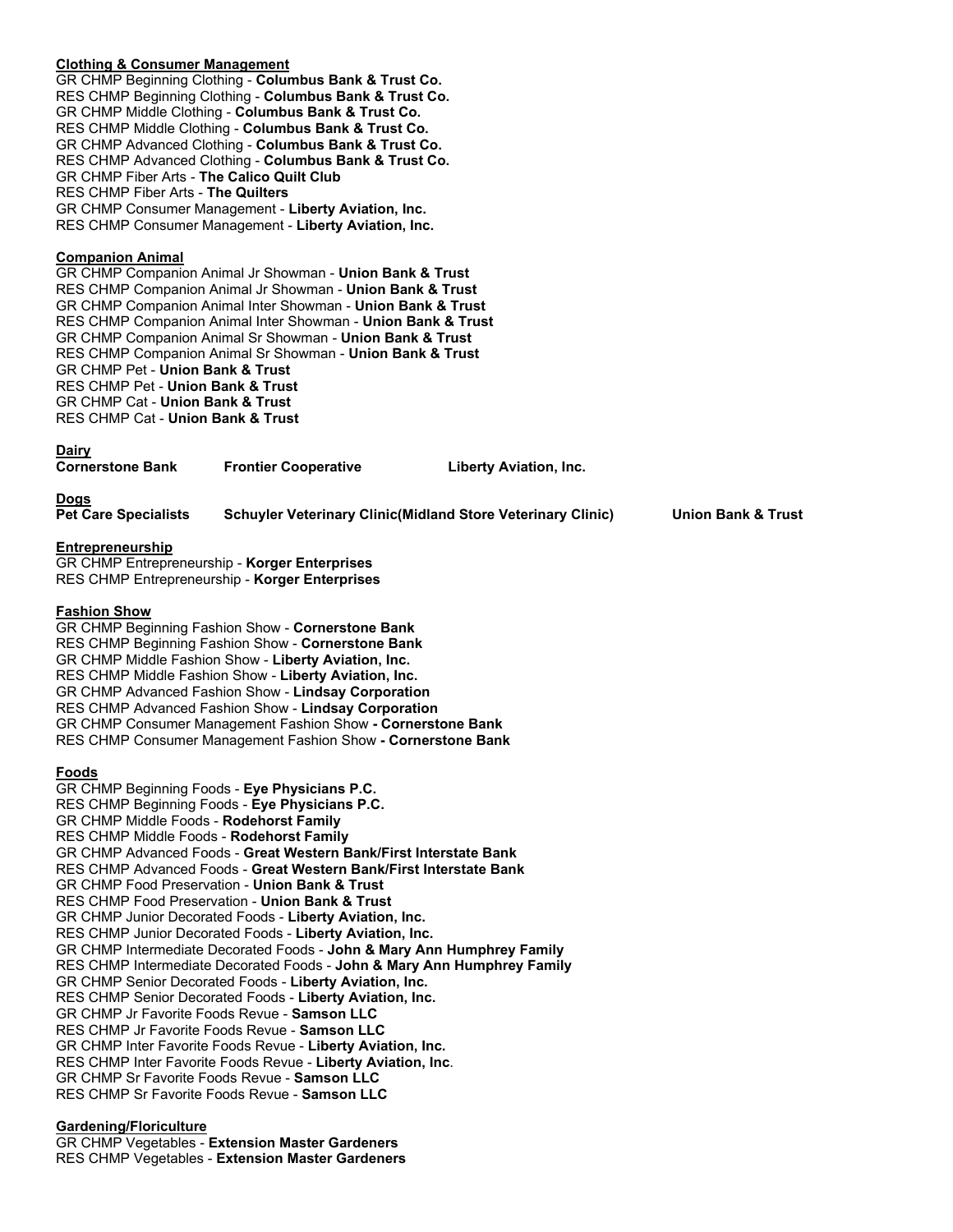**Clothing & Consumer Management**

GR CHMP Beginning Clothing - **Columbus Bank & Trust Co.**
RES CHMP Beginning Clothing - **Columbus Bank & Trust Co.**
GR CHMP Middle Clothing - **Columbus Bank & Trust Co.**
RES CHMP Middle Clothing - **Columbus Bank & Trust Co.**
GR CHMP Advanced Clothing - **Columbus Bank & Trust Co.**
RES CHMP Advanced Clothing - **Columbus Bank & Trust Co.**
GR CHMP Fiber Arts - **The Calico Quilt Club**
RES CHMP Fiber Arts - **The Quilters**
GR CHMP Consumer Management - **Liberty Aviation, Inc.**
RES CHMP Consumer Management - **Liberty Aviation, Inc.**

**Companion Animal**

GR CHMP Companion Animal Jr Showman - **Union Bank & Trust**
RES CHMP Companion Animal Jr Showman - **Union Bank & Trust**
GR CHMP Companion Animal Inter Showman - **Union Bank & Trust**
RES CHMP Companion Animal Inter Showman - **Union Bank & Trust**
GR CHMP Companion Animal Sr Showman - **Union Bank & Trust**
RES CHMP Companion Animal Sr Showman - **Union Bank & Trust**
GR CHMP Pet - **Union Bank & Trust**
RES CHMP Pet - **Union Bank & Trust**
GR CHMP Cat - **Union Bank & Trust**
RES CHMP Cat - **Union Bank & Trust**

**Dairy**

**Cornerstone Bank** **Frontier Cooperative** **Liberty Aviation, Inc.**

**Dogs**

**Pet Care Specialists** **Schuyler Veterinary Clinic(Midland Store Veterinary Clinic)** **Union Bank & Trust**

**Entrepreneurship**

GR CHMP Entrepreneurship - **Korger Enterprises**
RES CHMP Entrepreneurship - **Korger Enterprises**

**Fashion Show**

GR CHMP Beginning Fashion Show - **Cornerstone Bank**
RES CHMP Beginning Fashion Show - **Cornerstone Bank**
GR CHMP Middle Fashion Show - **Liberty Aviation, Inc.**
RES CHMP Middle Fashion Show - **Liberty Aviation, Inc.**
GR CHMP Advanced Fashion Show - **Lindsay Corporation**
RES CHMP Advanced Fashion Show - **Lindsay Corporation**
GR CHMP Consumer Management Fashion Show **- Cornerstone Bank**
RES CHMP Consumer Management Fashion Show **- Cornerstone Bank**

**Foods**

GR CHMP Beginning Foods - **Eye Physicians P.C.**
RES CHMP Beginning Foods - **Eye Physicians P.C.**
GR CHMP Middle Foods - **Rodehorst Family**
RES CHMP Middle Foods - **Rodehorst Family**
GR CHMP Advanced Foods - **Great Western Bank/First Interstate Bank**
RES CHMP Advanced Foods - **Great Western Bank/First Interstate Bank**
GR CHMP Food Preservation - **Union Bank & Trust**
RES CHMP Food Preservation - **Union Bank & Trust**
GR CHMP Junior Decorated Foods - **Liberty Aviation, Inc.**
RES CHMP Junior Decorated Foods - **Liberty Aviation, Inc.**
GR CHMP Intermediate Decorated Foods - **John & Mary Ann Humphrey Family**
RES CHMP Intermediate Decorated Foods - **John & Mary Ann Humphrey Family**
GR CHMP Senior Decorated Foods - **Liberty Aviation, Inc.**
RES CHMP Senior Decorated Foods - **Liberty Aviation, Inc.**
GR CHMP Jr Favorite Foods Revue - **Samson LLC**
RES CHMP Jr Favorite Foods Revue - **Samson LLC**
GR CHMP Inter Favorite Foods Revue - **Liberty Aviation, Inc.**
RES CHMP Inter Favorite Foods Revue - **Liberty Aviation, Inc**.
GR CHMP Sr Favorite Foods Revue - **Samson LLC**
RES CHMP Sr Favorite Foods Revue - **Samson LLC**

**Gardening/Floriculture**

GR CHMP Vegetables - **Extension Master Gardeners**
RES CHMP Vegetables - **Extension Master Gardeners**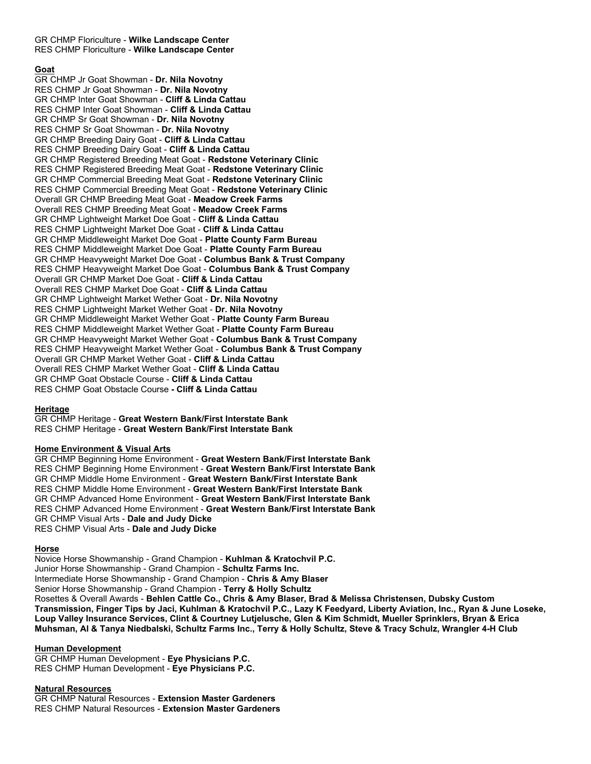GR CHMP Floriculture - **Wilke Landscape Center**
RES CHMP Floriculture - **Wilke Landscape Center**

## Goat

GR CHMP Jr Goat Showman - **Dr. Nila Novotny**
RES CHMP Jr Goat Showman - **Dr. Nila Novotny**
GR CHMP Inter Goat Showman - **Cliff & Linda Cattau**
RES CHMP Inter Goat Showman - **Cliff & Linda Cattau**
GR CHMP Sr Goat Showman - **Dr. Nila Novotny**
RES CHMP Sr Goat Showman - **Dr. Nila Novotny**
GR CHMP Breeding Dairy Goat - **Cliff & Linda Cattau**
RES CHMP Breeding Dairy Goat - **Cliff & Linda Cattau**
GR CHMP Registered Breeding Meat Goat - **Redstone Veterinary Clinic**
RES CHMP Registered Breeding Meat Goat - **Redstone Veterinary Clinic**
GR CHMP Commercial Breeding Meat Goat - **Redstone Veterinary Clinic**
RES CHMP Commercial Breeding Meat Goat - **Redstone Veterinary Clinic**
Overall GR CHMP Breeding Meat Goat - **Meadow Creek Farms**
Overall RES CHMP Breeding Meat Goat - **Meadow Creek Farms**
GR CHMP Lightweight Market Doe Goat - **Cliff & Linda Cattau**
RES CHMP Lightweight Market Doe Goat - **Cliff & Linda Cattau**
GR CHMP Middleweight Market Doe Goat - **Platte County Farm Bureau**
RES CHMP Middleweight Market Doe Goat - **Platte County Farm Bureau**
GR CHMP Heavyweight Market Doe Goat - **Columbus Bank & Trust Company**
RES CHMP Heavyweight Market Doe Goat - **Columbus Bank & Trust Company**
Overall GR CHMP Market Doe Goat - **Cliff & Linda Cattau**
Overall RES CHMP Market Doe Goat - **Cliff & Linda Cattau**
GR CHMP Lightweight Market Wether Goat - **Dr. Nila Novotny**
RES CHMP Lightweight Market Wether Goat - **Dr. Nila Novotny**
GR CHMP Middleweight Market Wether Goat - **Platte County Farm Bureau**
RES CHMP Middleweight Market Wether Goat - **Platte County Farm Bureau**
GR CHMP Heavyweight Market Wether Goat - **Columbus Bank & Trust Company**
RES CHMP Heavyweight Market Wether Goat - **Columbus Bank & Trust Company**
Overall GR CHMP Market Wether Goat - **Cliff & Linda Cattau**
Overall RES CHMP Market Wether Goat - **Cliff & Linda Cattau**
GR CHMP Goat Obstacle Course - **Cliff & Linda Cattau**
RES CHMP Goat Obstacle Course **- Cliff & Linda Cattau**

## Heritage

GR CHMP Heritage - **Great Western Bank/First Interstate Bank**
RES CHMP Heritage - **Great Western Bank/First Interstate Bank**

## Home Environment & Visual Arts

GR CHMP Beginning Home Environment - **Great Western Bank/First Interstate Bank**
RES CHMP Beginning Home Environment - **Great Western Bank/First Interstate Bank**
GR CHMP Middle Home Environment - **Great Western Bank/First Interstate Bank**
RES CHMP Middle Home Environment - **Great Western Bank/First Interstate Bank**
GR CHMP Advanced Home Environment - **Great Western Bank/First Interstate Bank**
RES CHMP Advanced Home Environment - **Great Western Bank/First Interstate Bank**
GR CHMP Visual Arts - **Dale and Judy Dicke**
RES CHMP Visual Arts - **Dale and Judy Dicke**

## Horse

Novice Horse Showmanship - Grand Champion - **Kuhlman & Kratochvil P.C.**
Junior Horse Showmanship - Grand Champion - **Schultz Farms Inc.**
Intermediate Horse Showmanship - Grand Champion - **Chris & Amy Blaser**
Senior Horse Showmanship - Grand Champion - **Terry & Holly Schultz**
Rosettes & Overall Awards - **Behlen Cattle Co., Chris & Amy Blaser, Brad & Melissa Christensen, Dubsky Custom Transmission, Finger Tips by Jaci, Kuhlman & Kratochvil P.C., Lazy K Feedyard, Liberty Aviation, Inc., Ryan & June Loseke, Loup Valley Insurance Services, Clint & Courtney Lutjelusche, Glen & Kim Schmidt, Mueller Sprinklers, Bryan & Erica Muhsman, Al & Tanya Niedbalski, Schultz Farms Inc., Terry & Holly Schultz, Steve & Tracy Schulz, Wrangler 4-H Club**

## Human Development

GR CHMP Human Development - **Eye Physicians P.C.**
RES CHMP Human Development - **Eye Physicians P.C.**

## Natural Resources

GR CHMP Natural Resources - **Extension Master Gardeners**
RES CHMP Natural Resources - **Extension Master Gardeners**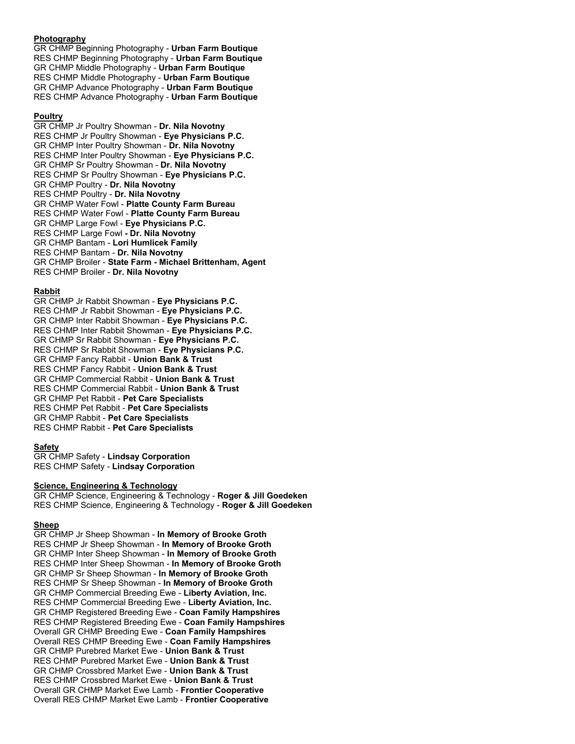**Photography**

GR CHMP Beginning Photography - **Urban Farm Boutique**
RES CHMP Beginning Photography - **Urban Farm Boutique**
GR CHMP Middle Photography - **Urban Farm Boutique**
RES CHMP Middle Photography - **Urban Farm Boutique**
GR CHMP Advance Photography - **Urban Farm Boutique**
RES CHMP Advance Photography - **Urban Farm Boutique**

**Poultry**

GR CHMP Jr Poultry Showman - **Dr. Nila Novotny**
RES CHMP Jr Poultry Showman - **Eye Physicians P.C.**
GR CHMP Inter Poultry Showman - **Dr. Nila Novotny**
RES CHMP Inter Poultry Showman - **Eye Physicians P.C.**
GR CHMP Sr Poultry Showman - **Dr. Nila Novotny**
RES CHMP Sr Poultry Showman - **Eye Physicians P.C.**
GR CHMP Poultry - **Dr. Nila Novotny**
RES CHMP Poultry - **Dr. Nila Novotny**
GR CHMP Water Fowl - **Platte County Farm Bureau**
RES CHMP Water Fowl - **Platte County Farm Bureau**
GR CHMP Large Fowl - **Eye Physicians P.C.**
RES CHMP Large Fowl **- Dr. Nila Novotny**
GR CHMP Bantam - **Lori Humlicek Family**
RES CHMP Bantam - **Dr. Nila Novotny**
GR CHMP Broiler - **State Farm - Michael Brittenham, Agent**
RES CHMP Broiler - **Dr. Nila Novotny**

**Rabbit**

GR CHMP Jr Rabbit Showman - **Eye Physicians P.C.**
RES CHMP Jr Rabbit Showman - **Eye Physicians P.C.**
GR CHMP Inter Rabbit Showman - **Eye Physicians P.C.**
RES CHMP Inter Rabbit Showman - **Eye Physicians P.C.**
GR CHMP Sr Rabbit Showman - **Eye Physicians P.C.**
RES CHMP Sr Rabbit Showman - **Eye Physicians P.C.**
GR CHMP Fancy Rabbit - **Union Bank & Trust**
RES CHMP Fancy Rabbit - **Union Bank & Trust**
GR CHMP Commercial Rabbit - **Union Bank & Trust**
RES CHMP Commercial Rabbit - **Union Bank & Trust**
GR CHMP Pet Rabbit - **Pet Care Specialists**
RES CHMP Pet Rabbit - **Pet Care Specialists**
GR CHMP Rabbit - **Pet Care Specialists**
RES CHMP Rabbit - **Pet Care Specialists**

**Safety**

GR CHMP Safety - **Lindsay Corporation**
RES CHMP Safety - **Lindsay Corporation**

**Science, Engineering & Technology**

GR CHMP Science, Engineering & Technology - **Roger & Jill Goedeken**
RES CHMP Science, Engineering & Technology - **Roger & Jill Goedeken**

**Sheep**

GR CHMP Jr Sheep Showman - **In Memory of Brooke Groth**
RES CHMP Jr Sheep Showman - **In Memory of Brooke Groth**
GR CHMP Inter Sheep Showman - **In Memory of Brooke Groth**
RES CHMP Inter Sheep Showman - **In Memory of Brooke Groth**
GR CHMP Sr Sheep Showman - **In Memory of Brooke Groth**
RES CHMP Sr Sheep Showman - **In Memory of Brooke Groth**
GR CHMP Commercial Breeding Ewe - **Liberty Aviation, Inc.**
RES CHMP Commercial Breeding Ewe - **Liberty Aviation, Inc.**
GR CHMP Registered Breeding Ewe - **Coan Family Hampshires**
RES CHMP Registered Breeding Ewe - **Coan Family Hampshires**
Overall GR CHMP Breeding Ewe - **Coan Family Hampshires**
Overall RES CHMP Breeding Ewe - **Coan Family Hampshires**
GR CHMP Purebred Market Ewe - **Union Bank & Trust**
RES CHMP Purebred Market Ewe - **Union Bank & Trust**
GR CHMP Crossbred Market Ewe - **Union Bank & Trust**
RES CHMP Crossbred Market Ewe - **Union Bank & Trust**
Overall GR CHMP Market Ewe Lamb - **Frontier Cooperative**
Overall RES CHMP Market Ewe Lamb - **Frontier Cooperative**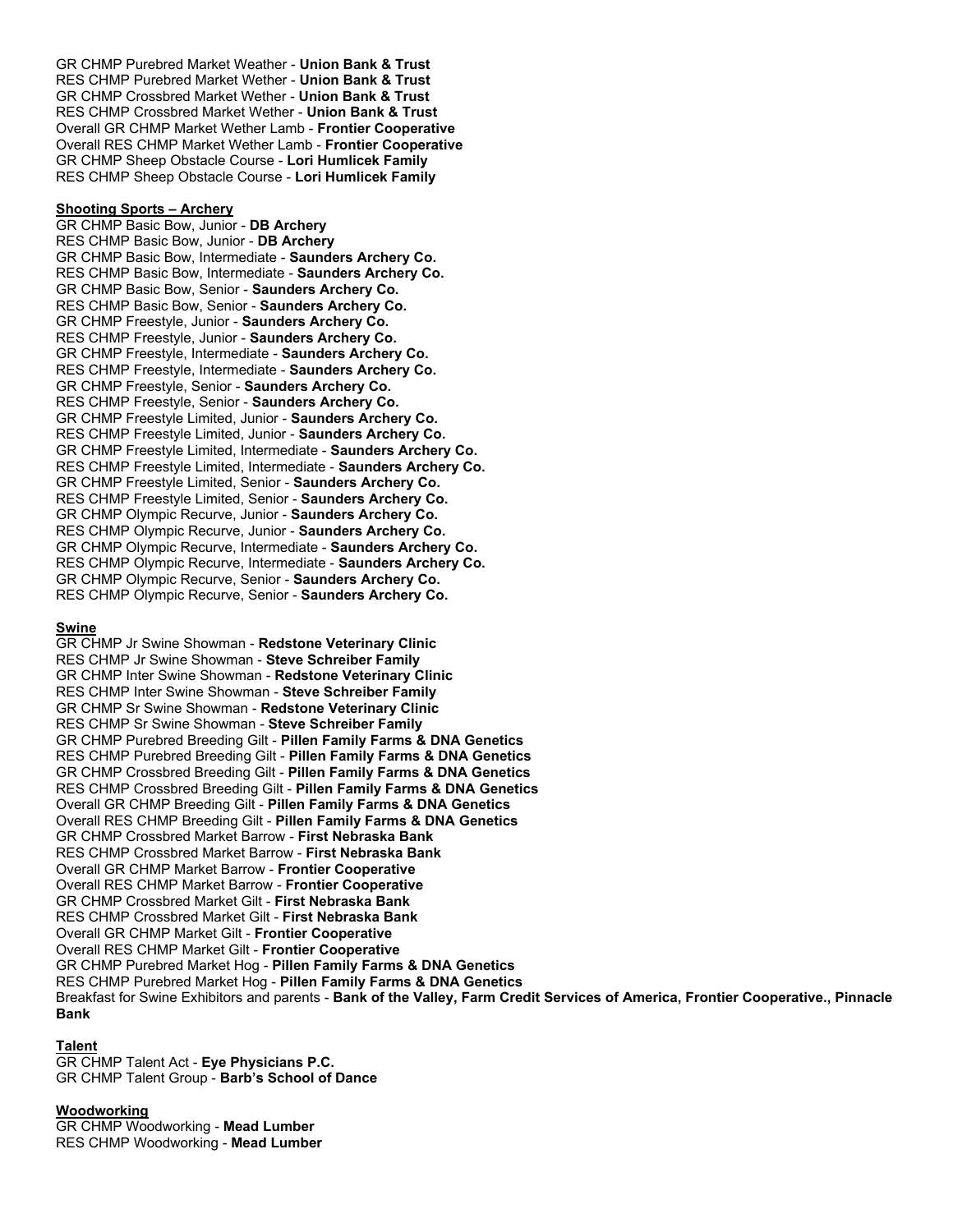GR CHMP Purebred Market Weather - **Union Bank & Trust**
RES CHMP Purebred Market Wether - **Union Bank & Trust**
GR CHMP Crossbred Market Wether - **Union Bank & Trust**
RES CHMP Crossbred Market Wether - **Union Bank & Trust**
Overall GR CHMP Market Wether Lamb - **Frontier Cooperative**
Overall RES CHMP Market Wether Lamb - **Frontier Cooperative**
GR CHMP Sheep Obstacle Course - **Lori Humlicek Family**
RES CHMP Sheep Obstacle Course - **Lori Humlicek Family**

**Shooting Sports – Archery**

GR CHMP Basic Bow, Junior - **DB Archery**
RES CHMP Basic Bow, Junior - **DB Archery**
GR CHMP Basic Bow, Intermediate - **Saunders Archery Co.**
RES CHMP Basic Bow, Intermediate - **Saunders Archery Co.**
GR CHMP Basic Bow, Senior - **Saunders Archery Co.**
RES CHMP Basic Bow, Senior - **Saunders Archery Co.**
GR CHMP Freestyle, Junior - **Saunders Archery Co.**
RES CHMP Freestyle, Junior - **Saunders Archery Co.**
GR CHMP Freestyle, Intermediate - **Saunders Archery Co.**
RES CHMP Freestyle, Intermediate - **Saunders Archery Co.**
GR CHMP Freestyle, Senior - **Saunders Archery Co.**
RES CHMP Freestyle, Senior - **Saunders Archery Co.**
GR CHMP Freestyle Limited, Junior - **Saunders Archery Co.**
RES CHMP Freestyle Limited, Junior - **Saunders Archery Co.**
GR CHMP Freestyle Limited, Intermediate - **Saunders Archery Co.**
RES CHMP Freestyle Limited, Intermediate - **Saunders Archery Co.**
GR CHMP Freestyle Limited, Senior - **Saunders Archery Co.**
RES CHMP Freestyle Limited, Senior - **Saunders Archery Co.**
GR CHMP Olympic Recurve, Junior - **Saunders Archery Co.**
RES CHMP Olympic Recurve, Junior - **Saunders Archery Co.**
GR CHMP Olympic Recurve, Intermediate - **Saunders Archery Co.**
RES CHMP Olympic Recurve, Intermediate - **Saunders Archery Co.**
GR CHMP Olympic Recurve, Senior - **Saunders Archery Co.**
RES CHMP Olympic Recurve, Senior - **Saunders Archery Co.**

**Swine**

GR CHMP Jr Swine Showman - **Redstone Veterinary Clinic**
RES CHMP Jr Swine Showman - **Steve Schreiber Family**
GR CHMP Inter Swine Showman - **Redstone Veterinary Clinic**
RES CHMP Inter Swine Showman - **Steve Schreiber Family**
GR CHMP Sr Swine Showman - **Redstone Veterinary Clinic**
RES CHMP Sr Swine Showman - **Steve Schreiber Family**
GR CHMP Purebred Breeding Gilt - **Pillen Family Farms & DNA Genetics**
RES CHMP Purebred Breeding Gilt - **Pillen Family Farms & DNA Genetics**
GR CHMP Crossbred Breeding Gilt - **Pillen Family Farms & DNA Genetics**
RES CHMP Crossbred Breeding Gilt - **Pillen Family Farms & DNA Genetics**
Overall GR CHMP Breeding Gilt - **Pillen Family Farms & DNA Genetics**
Overall RES CHMP Breeding Gilt - **Pillen Family Farms & DNA Genetics**
GR CHMP Crossbred Market Barrow - **First Nebraska Bank**
RES CHMP Crossbred Market Barrow - **First Nebraska Bank**
Overall GR CHMP Market Barrow - **Frontier Cooperative**
Overall RES CHMP Market Barrow - **Frontier Cooperative**
GR CHMP Crossbred Market Gilt - **First Nebraska Bank**
RES CHMP Crossbred Market Gilt - **First Nebraska Bank**
Overall GR CHMP Market Gilt - **Frontier Cooperative**
Overall RES CHMP Market Gilt - **Frontier Cooperative**
GR CHMP Purebred Market Hog - **Pillen Family Farms & DNA Genetics**
RES CHMP Purebred Market Hog - **Pillen Family Farms & DNA Genetics**
Breakfast for Swine Exhibitors and parents - **Bank of the Valley, Farm Credit Services of America, Frontier Cooperative., Pinnacle Bank**

**Talent**

GR CHMP Talent Act - **Eye Physicians P.C.**
GR CHMP Talent Group - **Barb's School of Dance**

**Woodworking**

GR CHMP Woodworking - **Mead Lumber**
RES CHMP Woodworking - **Mead Lumber**